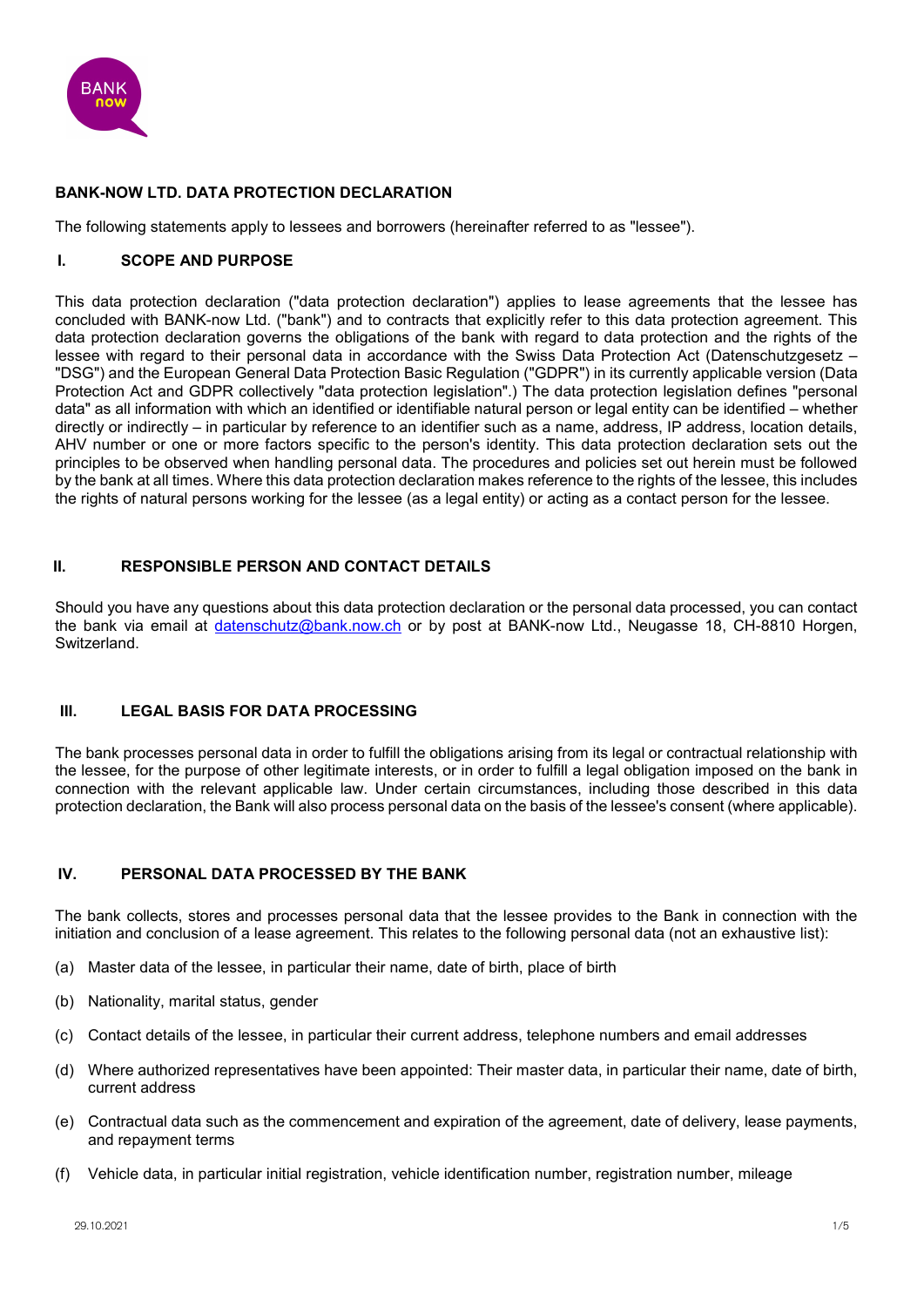# BANK-NOW LTD. DATA PROTECTION DECLARATION

The following statements apply to lessees and borrowers (hereinafter referred to as "lessee").

## I. SCOPE AND PURPOSE

This data protection declaration ("data protection declaration") applies to lease agreements that the lessee has concluded with BANK-now Ltd. ("bank") and to contracts that explicitly refer to this data protection agreement. This data protection declaration governs the obligations of the bank with regard to data protection and the rights of the lessee with regard to their personal data in accordance with the Swiss Data Protection Act (Datenschutzgesetz – "DSG") and the European General Data Protection Basic Regulation ("GDPR") in its currently applicable version (Data Protection Act and GDPR collectively "data protection legislation".) The data protection legislation defines "personal data" as all information with which an identified or identifiable natural person or legal entity can be identified – whether directly or indirectly – in particular by reference to an identifier such as a name, address, IP address, location details, AHV number or one or more factors specific to the person's identity. This data protection declaration sets out the principles to be observed when handling personal data. The procedures and policies set out herein must be followed by the bank at all times. Where this data protection declaration makes reference to the rights of the lessee, this includes the rights of natural persons working for the lessee (as a legal entity) or acting as a contact person for the lessee.

## II. RESPONSIBLE PERSON AND CONTACT DETAILS

Should you have any questions about this data protection declaration or the personal data processed, you can contact the bank via email at datenschutz@bank.now.ch or by post at BANK-now Ltd., Neugasse 18, CH-8810 Horgen, Switzerland.

## III. LEGAL BASIS FOR DATA PROCESSING

The bank processes personal data in order to fulfill the obligations arising from its legal or contractual relationship with the lessee, for the purpose of other legitimate interests, or in order to fulfill a legal obligation imposed on the bank in connection with the relevant applicable law. Under certain circumstances, including those described in this data protection declaration, the Bank will also process personal data on the basis of the lessee's consent (where applicable).

## IV. PERSONAL DATA PROCESSED BY THE BANK

The bank collects, stores and processes personal data that the lessee provides to the Bank in connection with the initiation and conclusion of a lease agreement. This relates to the following personal data (not an exhaustive list):

(a) Master data of the lessee, in particular their name, date of birth, place of birth

(b) Nationality, marital status, gender

(c) Contact details of the lessee, in particular their current address, telephone numbers and email addresses

(d) Where authorized representatives have been appointed: Their master data, in particular their name, date of birth, current address

(e) Contractual data such as the commencement and expiration of the agreement, date of delivery, lease payments, and repayment terms

(f) Vehicle data, in particular initial registration, vehicle identification number, registration number, mileage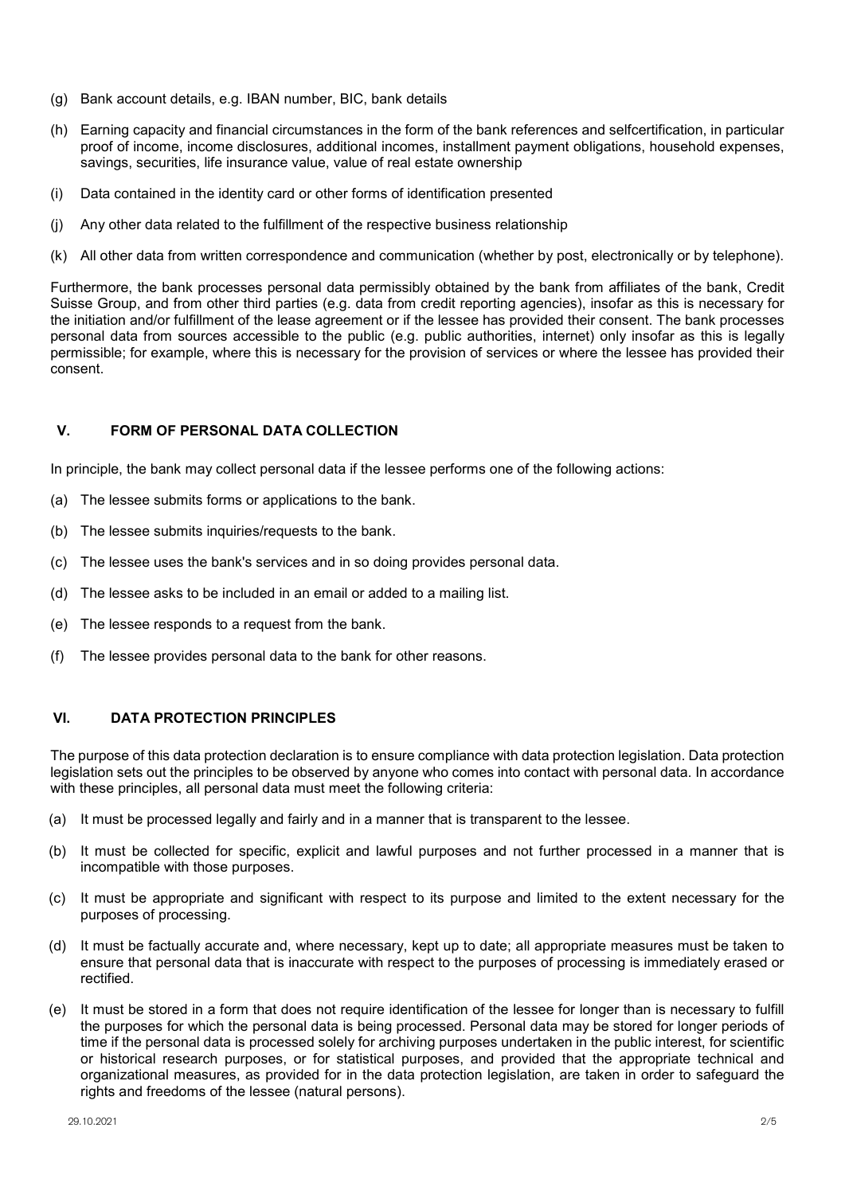(g) Bank account details, e.g. IBAN number, BIC, bank details

(h) Earning capacity and financial circumstances in the form of the bank references and selfcertification, in particular proof of income, income disclosures, additional incomes, installment payment obligations, household expenses, savings, securities, life insurance value, value of real estate ownership

(i) Data contained in the identity card or other forms of identification presented

(j) Any other data related to the fulfillment of the respective business relationship

(k) All other data from written correspondence and communication (whether by post, electronically or by telephone).

Furthermore, the bank processes personal data permissibly obtained by the bank from affiliates of the bank, Credit Suisse Group, and from other third parties (e.g. data from credit reporting agencies), insofar as this is necessary for the initiation and/or fulfillment of the lease agreement or if the lessee has provided their consent. The bank processes personal data from sources accessible to the public (e.g. public authorities, internet) only insofar as this is legally permissible; for example, where this is necessary for the provision of services or where the lessee has provided their consent.

## V. FORM OF PERSONAL DATA COLLECTION

In principle, the bank may collect personal data if the lessee performs one of the following actions:

(a) The lessee submits forms or applications to the bank.

(b) The lessee submits inquiries/requests to the bank.

(c) The lessee uses the bank's services and in so doing provides personal data.

(d) The lessee asks to be included in an email or added to a mailing list.

(e) The lessee responds to a request from the bank.

(f) The lessee provides personal data to the bank for other reasons.

## VI. DATA PROTECTION PRINCIPLES

The purpose of this data protection declaration is to ensure compliance with data protection legislation. Data protection legislation sets out the principles to be observed by anyone who comes into contact with personal data. In accordance with these principles, all personal data must meet the following criteria:

(a) It must be processed legally and fairly and in a manner that is transparent to the lessee.

(b) It must be collected for specific, explicit and lawful purposes and not further processed in a manner that is incompatible with those purposes.

(c) It must be appropriate and significant with respect to its purpose and limited to the extent necessary for the purposes of processing.

(d) It must be factually accurate and, where necessary, kept up to date; all appropriate measures must be taken to ensure that personal data that is inaccurate with respect to the purposes of processing is immediately erased or rectified.

(e) It must be stored in a form that does not require identification of the lessee for longer than is necessary to fulfill the purposes for which the personal data is being processed. Personal data may be stored for longer periods of time if the personal data is processed solely for archiving purposes undertaken in the public interest, for scientific or historical research purposes, or for statistical purposes, and provided that the appropriate technical and organizational measures, as provided for in the data protection legislation, are taken in order to safeguard the rights and freedoms of the lessee (natural persons).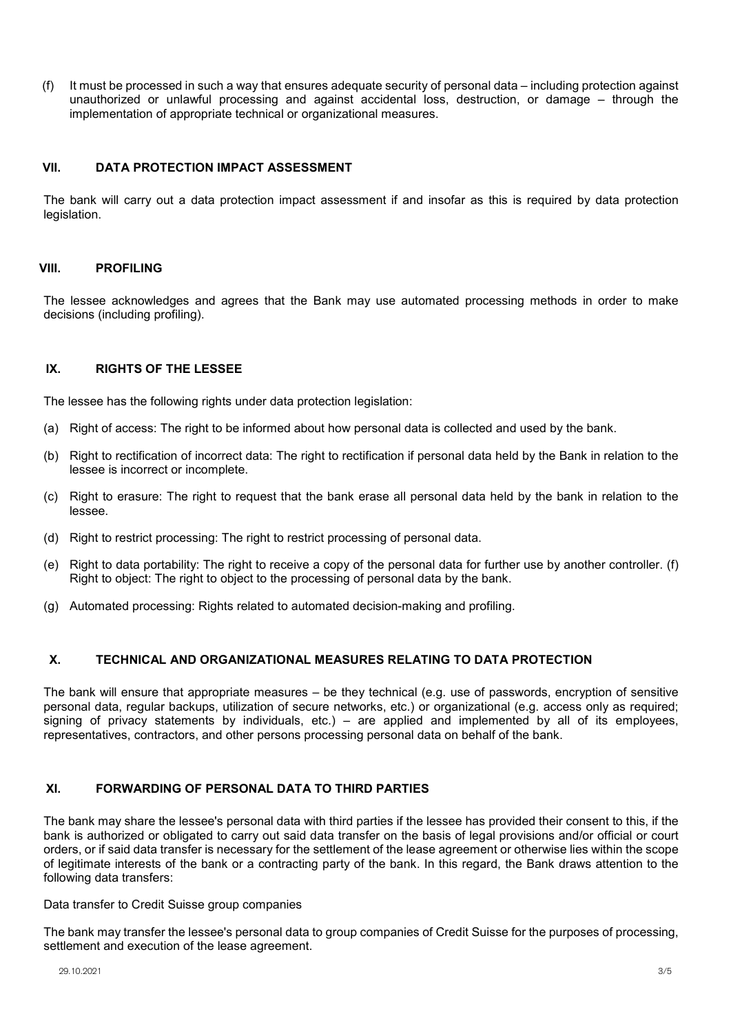(f) It must be processed in such a way that ensures adequate security of personal data – including protection against unauthorized or unlawful processing and against accidental loss, destruction, or damage – through the implementation of appropriate technical or organizational measures.

## VII. DATA PROTECTION IMPACT ASSESSMENT

The bank will carry out a data protection impact assessment if and insofar as this is required by data protection legislation.

## VIII. PROFILING

The lessee acknowledges and agrees that the Bank may use automated processing methods in order to make decisions (including profiling).

## IX. RIGHTS OF THE LESSEE

The lessee has the following rights under data protection legislation:

(a) Right of access: The right to be informed about how personal data is collected and used by the bank.

(b) Right to rectification of incorrect data: The right to rectification if personal data held by the Bank in relation to the lessee is incorrect or incomplete.

(c) Right to erasure: The right to request that the bank erase all personal data held by the bank in relation to the lessee.

(d) Right to restrict processing: The right to restrict processing of personal data.

(e) Right to data portability: The right to receive a copy of the personal data for further use by another controller. (f) Right to object: The right to object to the processing of personal data by the bank.

(g) Automated processing: Rights related to automated decision-making and profiling.

## X. TECHNICAL AND ORGANIZATIONAL MEASURES RELATING TO DATA PROTECTION

The bank will ensure that appropriate measures – be they technical (e.g. use of passwords, encryption of sensitive personal data, regular backups, utilization of secure networks, etc.) or organizational (e.g. access only as required; signing of privacy statements by individuals, etc.) – are applied and implemented by all of its employees, representatives, contractors, and other persons processing personal data on behalf of the bank.

## XI. FORWARDING OF PERSONAL DATA TO THIRD PARTIES

The bank may share the lessee's personal data with third parties if the lessee has provided their consent to this, if the bank is authorized or obligated to carry out said data transfer on the basis of legal provisions and/or official or court orders, or if said data transfer is necessary for the settlement of the lease agreement or otherwise lies within the scope of legitimate interests of the bank or a contracting party of the bank. In this regard, the Bank draws attention to the following data transfers:

Data transfer to Credit Suisse group companies

The bank may transfer the lessee's personal data to group companies of Credit Suisse for the purposes of processing, settlement and execution of the lease agreement.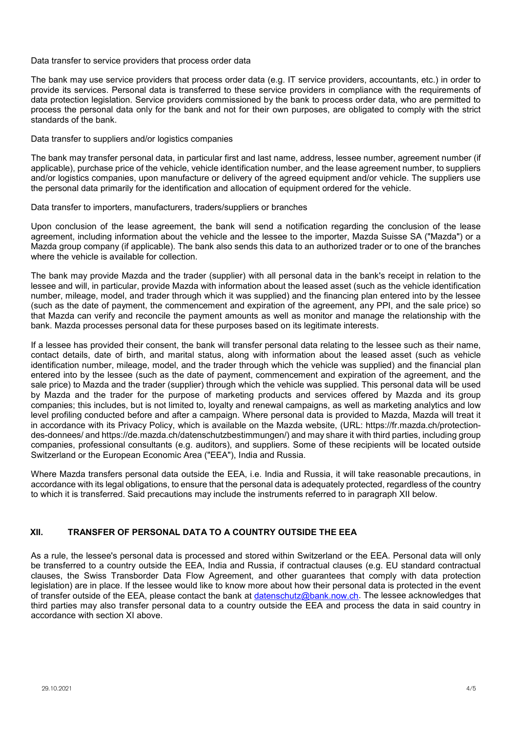Data transfer to service providers that process order data

The bank may use service providers that process order data (e.g. IT service providers, accountants, etc.) in order to provide its services. Personal data is transferred to these service providers in compliance with the requirements of data protection legislation. Service providers commissioned by the bank to process order data, who are permitted to process the personal data only for the bank and not for their own purposes, are obligated to comply with the strict standards of the bank.

Data transfer to suppliers and/or logistics companies

The bank may transfer personal data, in particular first and last name, address, lessee number, agreement number (if applicable), purchase price of the vehicle, vehicle identification number, and the lease agreement number, to suppliers and/or logistics companies, upon manufacture or delivery of the agreed equipment and/or vehicle. The suppliers use the personal data primarily for the identification and allocation of equipment ordered for the vehicle.

Data transfer to importers, manufacturers, traders/suppliers or branches

Upon conclusion of the lease agreement, the bank will send a notification regarding the conclusion of the lease agreement, including information about the vehicle and the lessee to the importer, Mazda Suisse SA ("Mazda") or a Mazda group company (if applicable). The bank also sends this data to an authorized trader or to one of the branches where the vehicle is available for collection.

The bank may provide Mazda and the trader (supplier) with all personal data in the bank's receipt in relation to the lessee and will, in particular, provide Mazda with information about the leased asset (such as the vehicle identification number, mileage, model, and trader through which it was supplied) and the financing plan entered into by the lessee (such as the date of payment, the commencement and expiration of the agreement, any PPI, and the sale price) so that Mazda can verify and reconcile the payment amounts as well as monitor and manage the relationship with the bank. Mazda processes personal data for these purposes based on its legitimate interests.

If a lessee has provided their consent, the bank will transfer personal data relating to the lessee such as their name, contact details, date of birth, and marital status, along with information about the leased asset (such as vehicle identification number, mileage, model, and the trader through which the vehicle was supplied) and the financial plan entered into by the lessee (such as the date of payment, commencement and expiration of the agreement, and the sale price) to Mazda and the trader (supplier) through which the vehicle was supplied. This personal data will be used by Mazda and the trader for the purpose of marketing products and services offered by Mazda and its group companies; this includes, but is not limited to, loyalty and renewal campaigns, as well as marketing analytics and low level profiling conducted before and after a campaign. Where personal data is provided to Mazda, Mazda will treat it in accordance with its Privacy Policy, which is available on the Mazda website, (URL: https://fr.mazda.ch/protection-des-donnees/ and https://de.mazda.ch/datenschutzbestimmungen/) and may share it with third parties, including group companies, professional consultants (e.g. auditors), and suppliers. Some of these recipients will be located outside Switzerland or the European Economic Area ("EEA"), India and Russia.

Where Mazda transfers personal data outside the EEA, i.e. India and Russia, it will take reasonable precautions, in accordance with its legal obligations, to ensure that the personal data is adequately protected, regardless of the country to which it is transferred. Said precautions may include the instruments referred to in paragraph XII below.

## XII. TRANSFER OF PERSONAL DATA TO A COUNTRY OUTSIDE THE EEA

As a rule, the lessee's personal data is processed and stored within Switzerland or the EEA. Personal data will only be transferred to a country outside the EEA, India and Russia, if contractual clauses (e.g. EU standard contractual clauses, the Swiss Transborder Data Flow Agreement, and other guarantees that comply with data protection legislation) are in place. If the lessee would like to know more about how their personal data is protected in the event of transfer outside of the EEA, please contact the bank at datenschutz@bank.now.ch. The lessee acknowledges that third parties may also transfer personal data to a country outside the EEA and process the data in said country in accordance with section XI above.

29.10.2021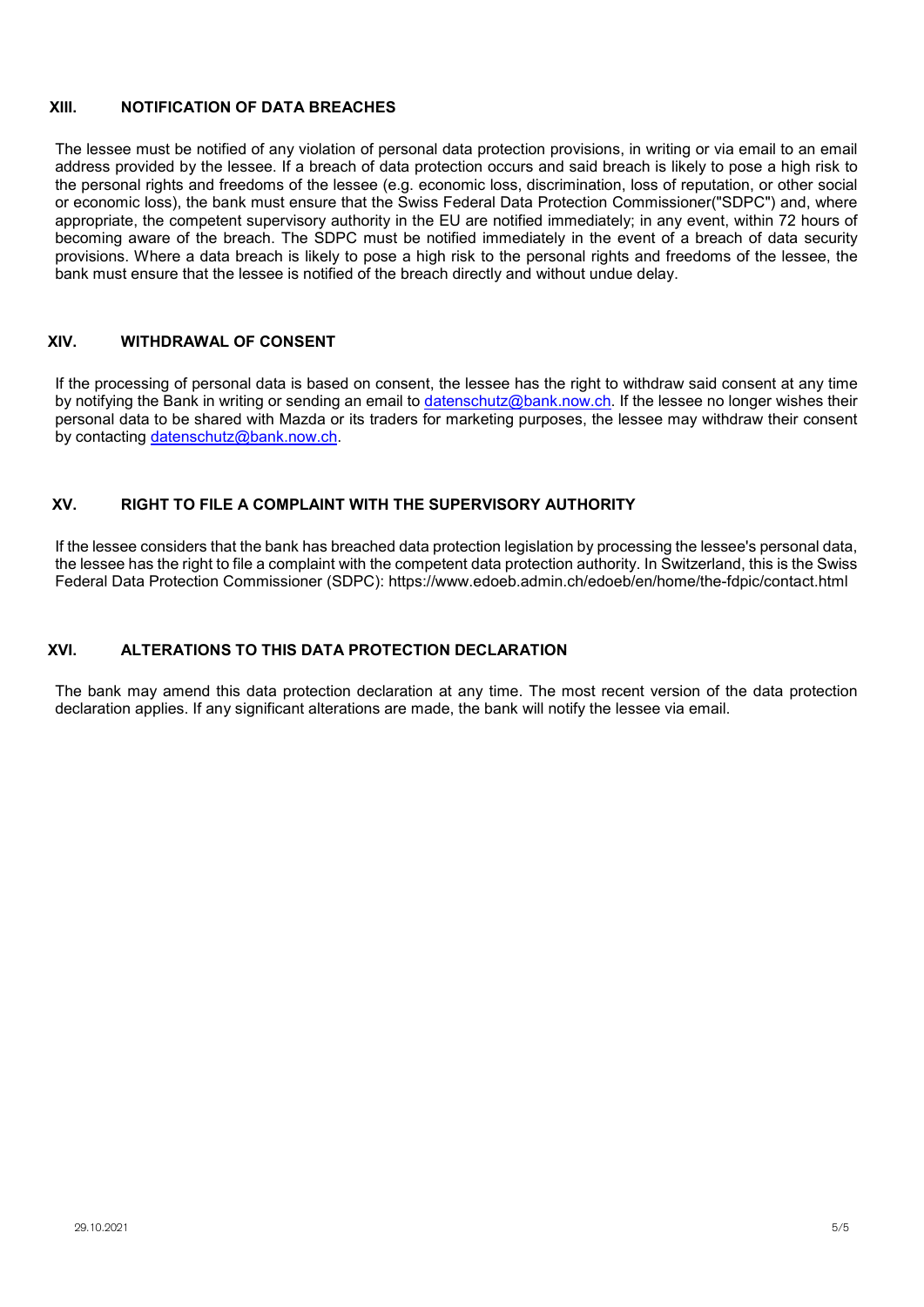## XIII. NOTIFICATION OF DATA BREACHES

The lessee must be notified of any violation of personal data protection provisions, in writing or via email to an email address provided by the lessee. If a breach of data protection occurs and said breach is likely to pose a high risk to the personal rights and freedoms of the lessee (e.g. economic loss, discrimination, loss of reputation, or other social or economic loss), the bank must ensure that the Swiss Federal Data Protection Commissioner("SDPC") and, where appropriate, the competent supervisory authority in the EU are notified immediately; in any event, within 72 hours of becoming aware of the breach. The SDPC must be notified immediately in the event of a breach of data security provisions. Where a data breach is likely to pose a high risk to the personal rights and freedoms of the lessee, the bank must ensure that the lessee is notified of the breach directly and without undue delay.

## XIV. WITHDRAWAL OF CONSENT

If the processing of personal data is based on consent, the lessee has the right to withdraw said consent at any time by notifying the Bank in writing or sending an email to datenschutz@bank.now.ch. If the lessee no longer wishes their personal data to be shared with Mazda or its traders for marketing purposes, the lessee may withdraw their consent by contacting datenschutz@bank.now.ch.

## XV. RIGHT TO FILE A COMPLAINT WITH THE SUPERVISORY AUTHORITY

If the lessee considers that the bank has breached data protection legislation by processing the lessee's personal data, the lessee has the right to file a complaint with the competent data protection authority. In Switzerland, this is the Swiss Federal Data Protection Commissioner (SDPC): https://www.edoeb.admin.ch/edoeb/en/home/the-fdpic/contact.html

## XVI. ALTERATIONS TO THIS DATA PROTECTION DECLARATION

The bank may amend this data protection declaration at any time. The most recent version of the data protection declaration applies. If any significant alterations are made, the bank will notify the lessee via email.

29.10.2021